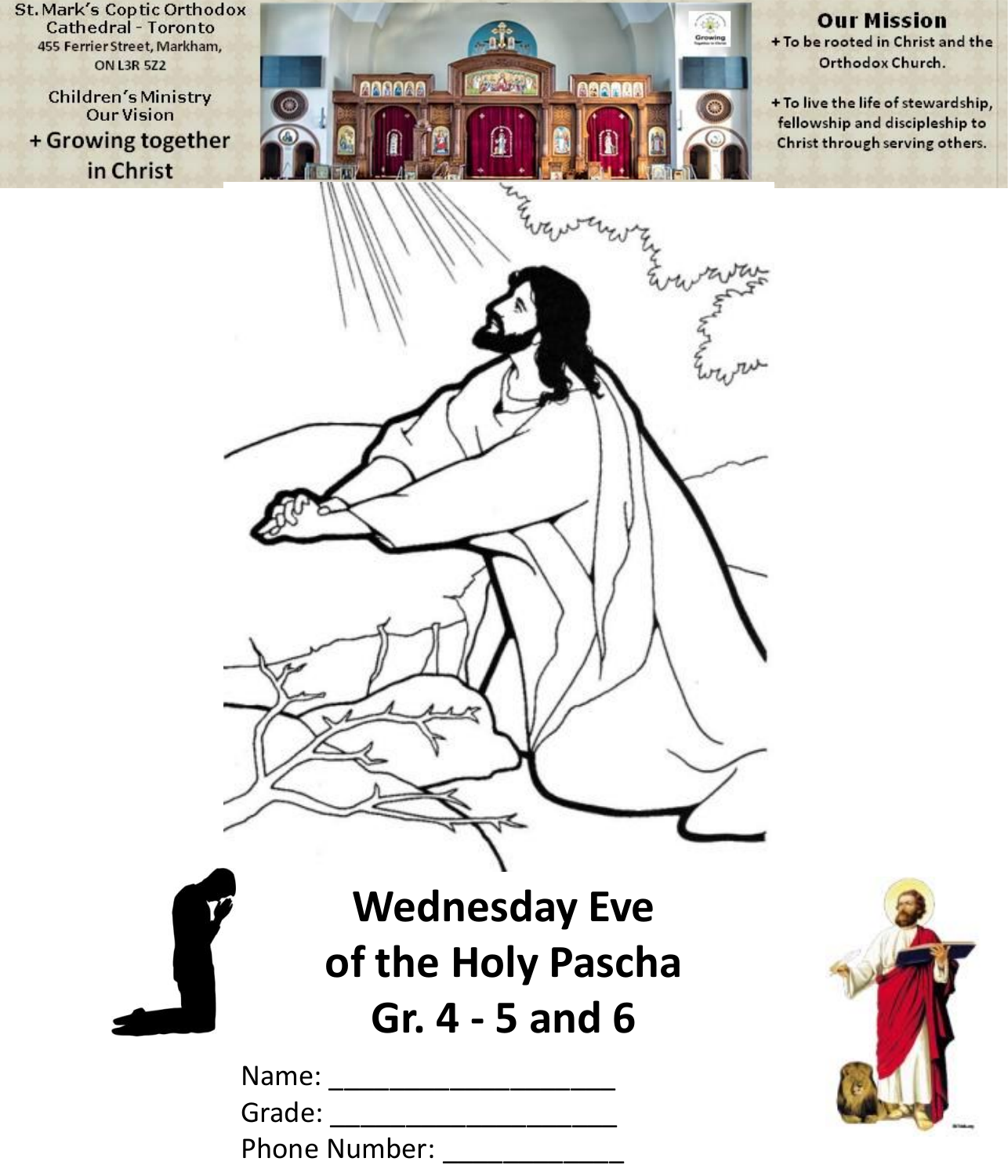St. Mark's Coptic Orthodox Cathedral - Toronto
455 Ferrier Street, Markham, ON L3R 5Z2

Children's Ministry
Our Vision
+ Growing together in Christ

**Our Mission**

+ To be rooted in Christ and the Orthodox Church.
+ To live the life of stewardship, fellowship and discipleship to Christ through serving others.

# Wednesday Eve of the Holy Pascha
# Gr. 4 - 5 and 6

Name: ___________________

Grade: ___________________

Phone Number: ____________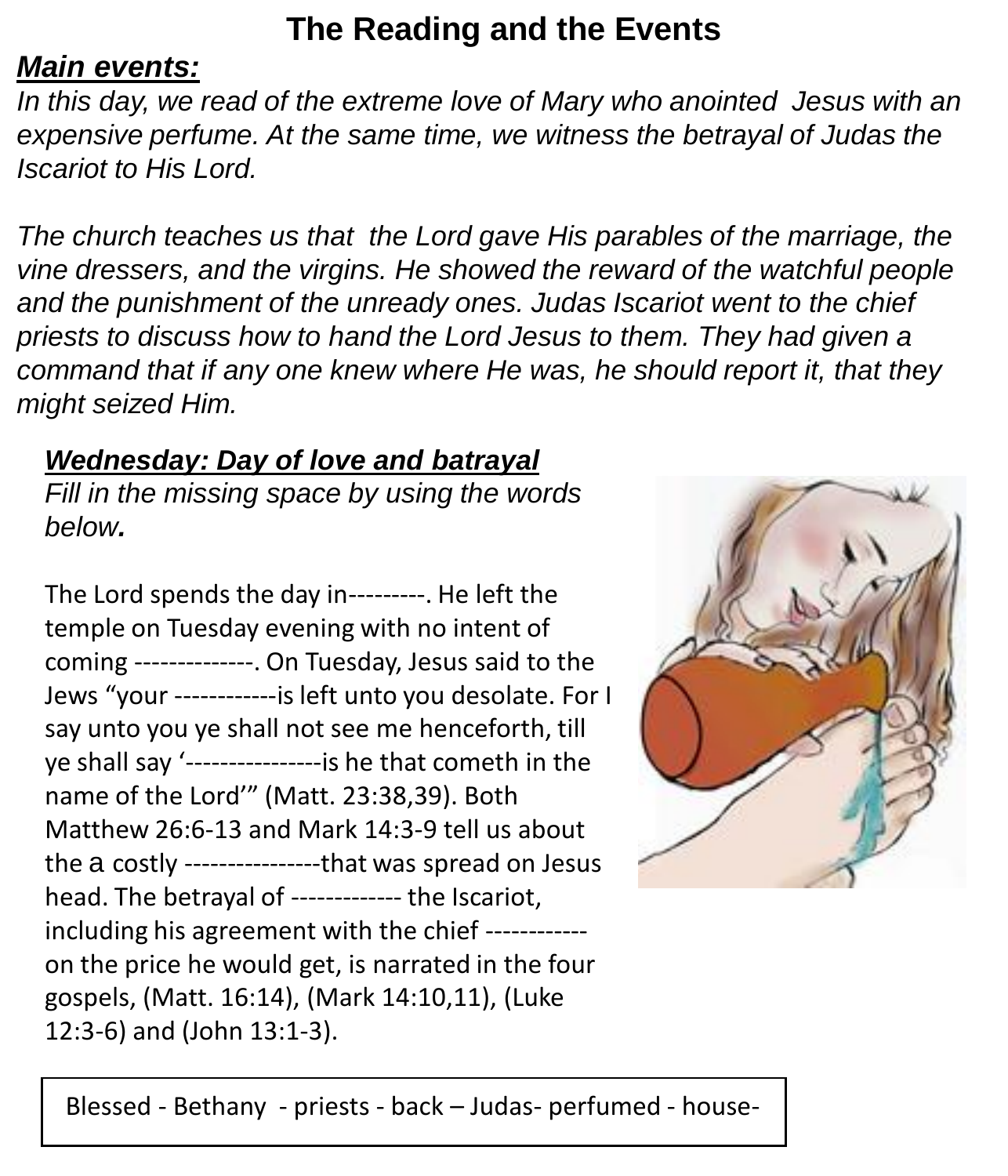# The Reading and the Events

***Main events:***

*In this day, we read of the extreme love of Mary who anointed Jesus with an expensive perfume. At the same time, we witness the betrayal of Judas the Iscariot to His Lord.*

*The church teaches us that the Lord gave His parables of the marriage, the vine dressers, and the virgins. He showed the reward of the watchful people and the punishment of the unready ones. Judas Iscariot went to the chief priests to discuss how to hand the Lord Jesus to them. They had given a command that if any one knew where He was, he should report it, that they might seized Him.*

***Wednesday: Day of love and batrayal***

*Fill in the missing space by using the words below.*

The Lord spends the day in---------. He left the temple on Tuesday evening with no intent of coming --------------. On Tuesday, Jesus said to the Jews "your ------------is left unto you desolate. For I say unto you ye shall not see me henceforth, till ye shall say '----------------is he that cometh in the name of the Lord'" (Matt. 23:38,39). Both Matthew 26:6-13 and Mark 14:3-9 tell us about the a costly ----------------that was spread on Jesus head. The betrayal of ------------- the Iscariot, including his agreement with the chief ------------ on the price he would get, is narrated in the four gospels, (Matt. 16:14), (Mark 14:10,11), (Luke 12:3-6) and (John 13:1-3).

| Blessed - Bethany - priests - back – Judas- perfumed - house- |
|---|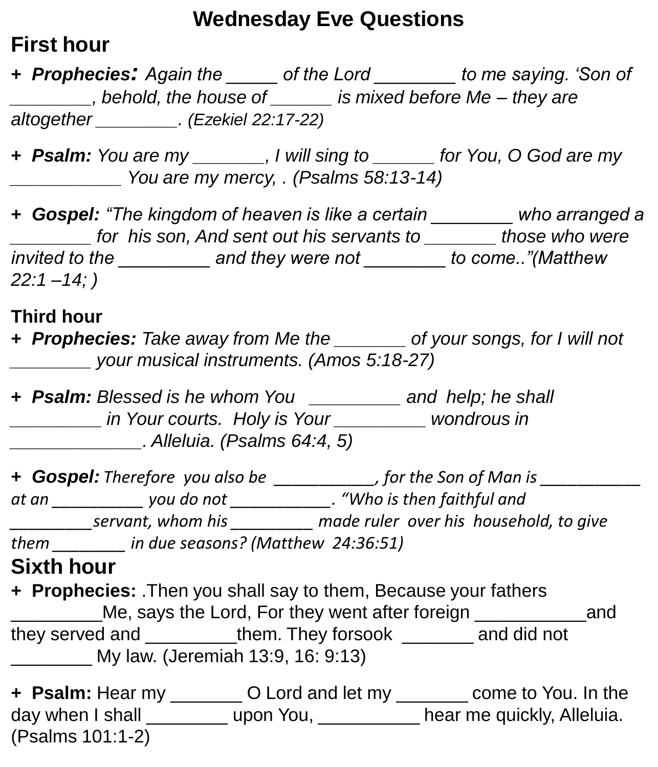# Wednesday Eve Questions

## First hour

**+ *Prophecies:*** *Again the _____ of the Lord ________ to me saying. 'Son of ________, behold, the house of ______ is mixed before Me – they are altogether ________. (Ezekiel 22:17-22)*

**+ *Psalm:*** *You are my _______, I will sing to ______ for You, O God are my ___________ You are my mercy, . (Psalms 58:13-14)*

**+ *Gospel:*** *"The kingdom of heaven is like a certain ________ who arranged a ________ for his son, And sent out his servants to _______ those who were invited to the _________ and they were not ________ to come.."(Matthew 22:1 –14; )*

**Third hour**

**+ *Prophecies:*** *Take away from Me the _______ of your songs, for I will not ________ your musical instruments. (Amos 5:18-27)*

**+ *Psalm:*** *Blessed is he whom You _________ and help; he shall _________ in Your courts. Holy is Your _________ wondrous in _____________. Alleluia. (Psalms 64:4, 5)*

**+ *Gospel:*** *Therefore you also be ___________, for the Son of Man is ___________ at an __________ you do not ___________. "Who is then faithful and _________servant, whom his _________ made ruler over his household, to give them ________ in due seasons? (Matthew 24:36:51)*

## Sixth hour

**+ Prophecies:** .Then you shall say to them, Because your fathers _________Me, says the Lord, For they went after foreign ___________and they served and _________them. They forsook _______ and did not ________ My law. (Jeremiah 13:9, 16: 9:13)

**+ Psalm:** Hear my _______ O Lord and let my _______ come to You. In the day when I shall ________ upon You, __________ hear me quickly, Alleluia. (Psalms 101:1-2)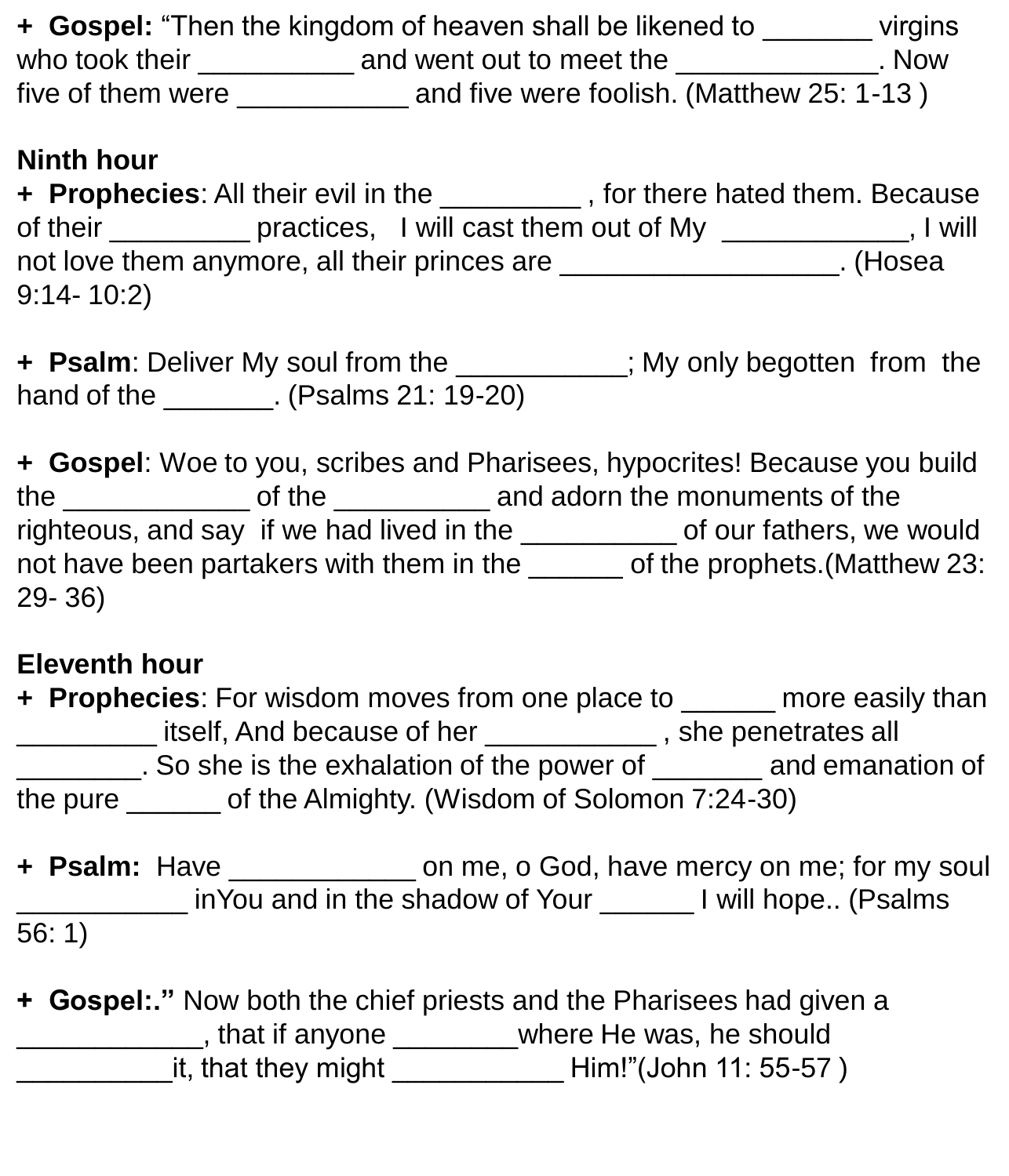**+ Gospel:** “Then the kingdom of heaven shall be likened to _______ virgins who took their __________ and went out to meet the _____________. Now five of them were ___________ and five were foolish. (Matthew 25: 1-13 )

**Ninth hour**

**+ Prophecies**: All their evil in the _________ , for there hated them. Because of their _________ practices, I will cast them out of My ____________, I will not love them anymore, all their princes are __________________. (Hosea 9:14- 10:2)

**+ Psalm**: Deliver My soul from the ___________; My only begotten from the hand of the _______. (Psalms 21: 19-20)

**+ Gospel**: Woe to you, scribes and Pharisees, hypocrites! Because you build the ____________ of the __________ and adorn the monuments of the righteous, and say if we had lived in the __________ of our fathers, we would not have been partakers with them in the ______ of the prophets.(Matthew 23: 29- 36)

**Eleventh hour**

**+ Prophecies**: For wisdom moves from one place to ______ more easily than _________ itself, And because of her ___________ , she penetrates all ________. So she is the exhalation of the power of _______ and emanation of the pure ______ of the Almighty. (Wisdom of Solomon 7:24-30)

**+ Psalm:** Have ____________ on me, o God, have mercy on me; for my soul ___________ inYou and in the shadow of Your ______ I will hope.. (Psalms 56: 1)

**+ Gospel:.”** Now both the chief priests and the Pharisees had given a ____________, that if anyone ________where He was, he should __________it, that they might ___________ Him!”(John 11: 55-57 )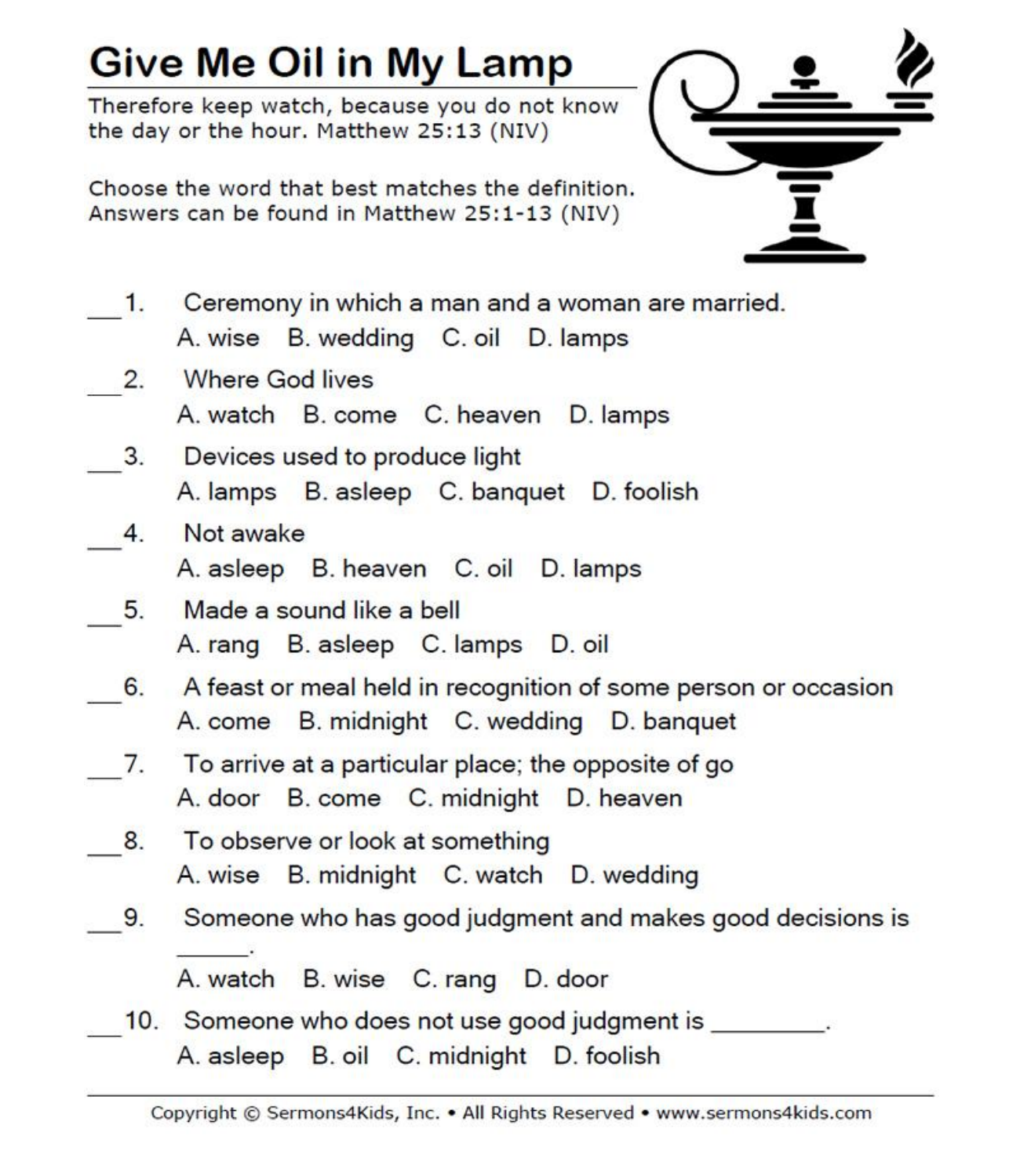# Give Me Oil in My Lamp

Therefore keep watch, because you do not know the day or the hour. Matthew 25:13 (NIV)

Choose the word that best matches the definition. Answers can be found in Matthew 25:1-13 (NIV)

___1. Ceremony in which a man and a woman are married.
A. wise B. wedding C. oil D. lamps

___2. Where God lives
A. watch B. come C. heaven D. lamps

___3. Devices used to produce light
A. lamps B. asleep C. banquet D. foolish

___4. Not awake
A. asleep B. heaven C. oil D. lamps

___5. Made a sound like a bell
A. rang B. asleep C. lamps D. oil

___6. A feast or meal held in recognition of some person or occasion
A. come B. midnight C. wedding D. banquet

___7. To arrive at a particular place; the opposite of go
A. door B. come C. midnight D. heaven

___8. To observe or look at something
A. wise B. midnight C. watch D. wedding

___9. Someone who has good judgment and makes good decisions is ______.
A. watch B. wise C. rang D. door

___10. Someone who does not use good judgment is _________.
A. asleep B. oil C. midnight D. foolish

Copyright © Sermons4Kids, Inc. • All Rights Reserved • www.sermons4kids.com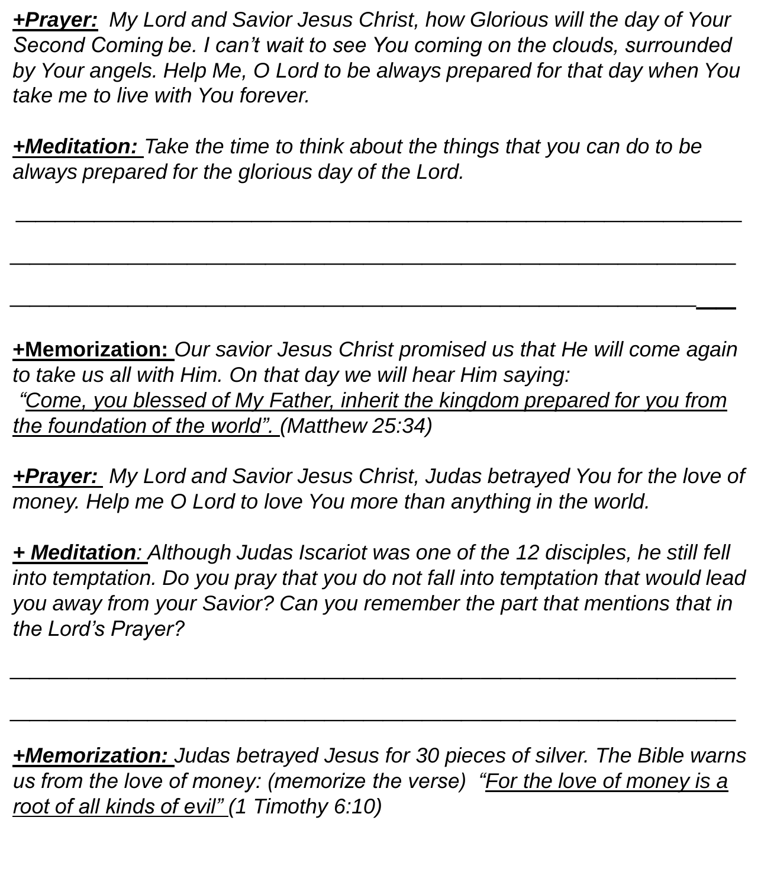***+Prayer:*** *My Lord and Savior Jesus Christ, how Glorious will the day of Your Second Coming be. I can't wait to see You coming on the clouds, surrounded by Your angels. Help Me, O Lord to be always prepared for that day when You take me to live with You forever.*

***+Meditation:*** *Take the time to think about the things that you can do to be always prepared for the glorious day of the Lord.*

___________________________________________________________

___________________________________________________________

___________________________________________________________

**+Memorization:** *Our savior Jesus Christ promised us that He will come again to take us all with Him. On that day we will hear Him saying:*
*"Come, you blessed of My Father, inherit the kingdom prepared for you from the foundation of the world". (Matthew 25:34)*

***+Prayer:*** *My Lord and Savior Jesus Christ, Judas betrayed You for the love of money. Help me O Lord to love You more than anything in the world.*

***+ Meditation:*** *Although Judas Iscariot was one of the 12 disciples, he still fell into temptation. Do you pray that you do not fall into temptation that would lead you away from your Savior? Can you remember the part that mentions that in the Lord's Prayer?*

___________________________________________________________

___________________________________________________________

***+Memorization:*** *Judas betrayed Jesus for 30 pieces of silver. The Bible warns us from the love of money: (memorize the verse) "For the love of money is a root of all kinds of evil" (1 Timothy 6:10)*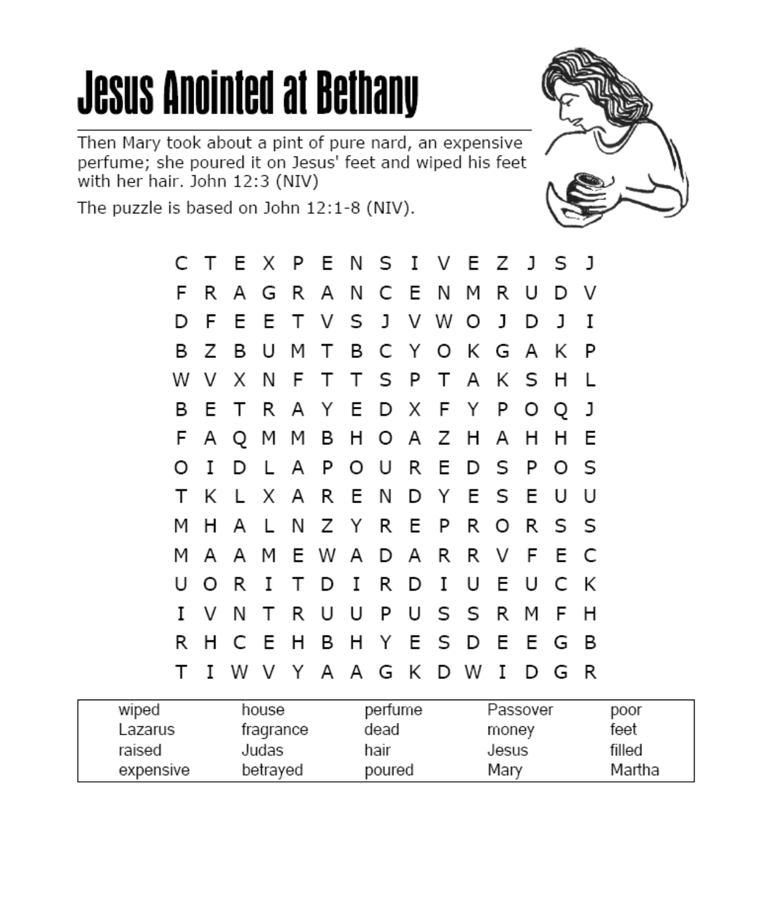# Jesus Anointed at Bethany

Then Mary took about a pint of pure nard, an expensive perfume; she poured it on Jesus' feet and wiped his feet with her hair. John 12:3 (NIV)

The puzzle is based on John 12:1-8 (NIV).

```
C T E X P E N S I V E Z J S J
F R A G R A N C E N M R U D V
D F E E T V S J V W O J D J I
B Z B U M T B C Y O K G A K P
W V X N F T T S P T A K S H L
B E T R A Y E D X F Y P O Q J
F A Q M M B H O A Z H A H H E
O I D L A P O U R E D S P O S
T K L X A R E N D Y E S E U U
M H A L N Z Y R E P R O R S S
M A A M E W A D A R R V F E C
U O R I T D I R D I U E U C K
I V N T R U U P U S S R M F H
R H C E H B H Y E S D E E G B
T I W V Y A A G K D W I D G R
```

| | | | | |
|---|---|---|---|---|
| wiped | house | perfume | Passover | poor |
| Lazarus | fragrance | dead | money | feet |
| raised | Judas | hair | Jesus | filled |
| expensive | betrayed | poured | Mary | Martha |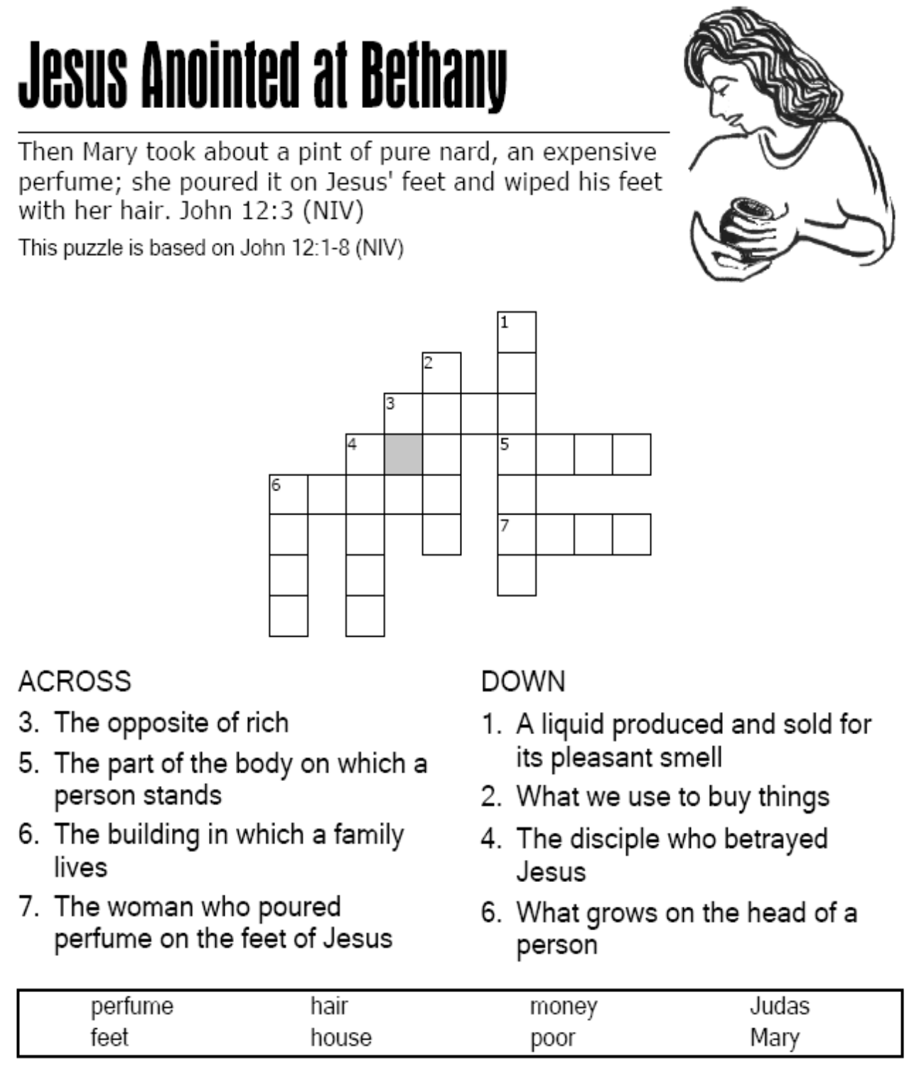# Jesus Anointed at Bethany

Then Mary took about a pint of pure nard, an expensive perfume; she poured it on Jesus' feet and wiped his feet with her hair. John 12:3 (NIV)

This puzzle is based on John 12:1-8 (NIV)

ACROSS

3. The opposite of rich
5. The part of the body on which a person stands
6. The building in which a family lives
7. The woman who poured perfume on the feet of Jesus

DOWN

1. A liquid produced and sold for its pleasant smell
2. What we use to buy things
4. The disciple who betrayed Jesus
6. What grows on the head of a person

| | | | |
|---|---|---|---|
| perfume | hair | money | Judas |
| feet | house | poor | Mary |